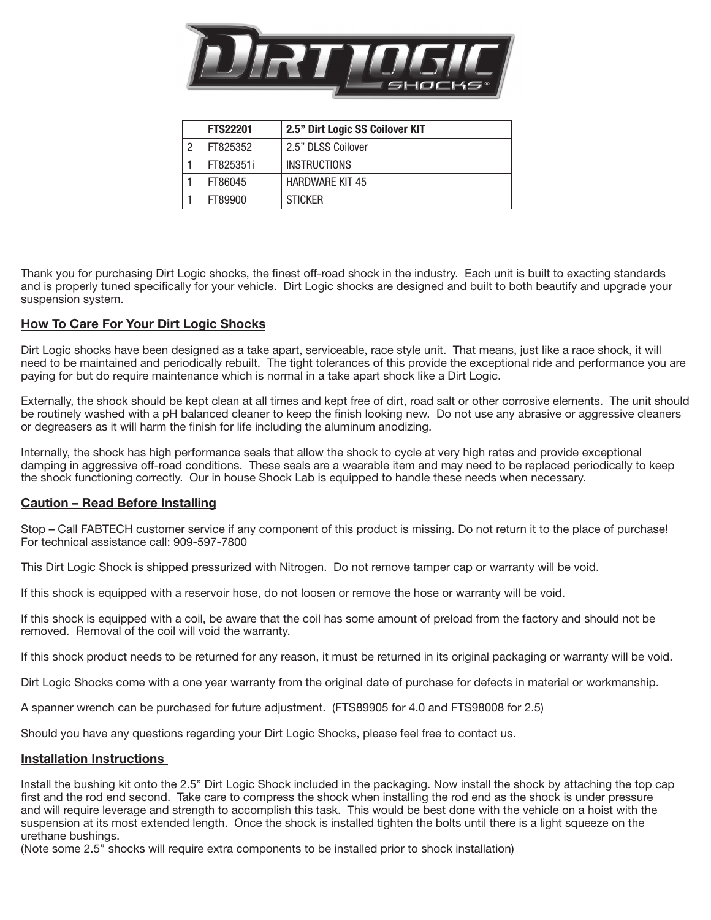| | FTS22201 | 2.5" Dirt Logic SS Coilover KIT |
|---|---|---|
| 2 | FT825352 | 2.5" DLSS Coilover |
| 1 | FT825351i | INSTRUCTIONS |
| 1 | FT86045 | HARDWARE KIT 45 |
| 1 | FT89900 | STICKER |

Thank you for purchasing Dirt Logic shocks, the finest off-road shock in the industry. Each unit is built to exacting standards and is properly tuned specifically for your vehicle. Dirt Logic shocks are designed and built to both beautify and upgrade your suspension system.

## How To Care For Your Dirt Logic Shocks

Dirt Logic shocks have been designed as a take apart, serviceable, race style unit. That means, just like a race shock, it will need to be maintained and periodically rebuilt. The tight tolerances of this provide the exceptional ride and performance you are paying for but do require maintenance which is normal in a take apart shock like a Dirt Logic.

Externally, the shock should be kept clean at all times and kept free of dirt, road salt or other corrosive elements. The unit should be routinely washed with a pH balanced cleaner to keep the finish looking new. Do not use any abrasive or aggressive cleaners or degreasers as it will harm the finish for life including the aluminum anodizing.

Internally, the shock has high performance seals that allow the shock to cycle at very high rates and provide exceptional damping in aggressive off-road conditions. These seals are a wearable item and may need to be replaced periodically to keep the shock functioning correctly. Our in house Shock Lab is equipped to handle these needs when necessary.

## Caution – Read Before Installing

Stop – Call FABTECH customer service if any component of this product is missing. Do not return it to the place of purchase! For technical assistance call: 909-597-7800

This Dirt Logic Shock is shipped pressurized with Nitrogen. Do not remove tamper cap or warranty will be void.

If this shock is equipped with a reservoir hose, do not loosen or remove the hose or warranty will be void.

If this shock is equipped with a coil, be aware that the coil has some amount of preload from the factory and should not be removed. Removal of the coil will void the warranty.

If this shock product needs to be returned for any reason, it must be returned in its original packaging or warranty will be void.

Dirt Logic Shocks come with a one year warranty from the original date of purchase for defects in material or workmanship.

A spanner wrench can be purchased for future adjustment. (FTS89905 for 4.0 and FTS98008 for 2.5)

Should you have any questions regarding your Dirt Logic Shocks, please feel free to contact us.

## Installation Instructions

Install the bushing kit onto the 2.5" Dirt Logic Shock included in the packaging. Now install the shock by attaching the top cap first and the rod end second. Take care to compress the shock when installing the rod end as the shock is under pressure and will require leverage and strength to accomplish this task. This would be best done with the vehicle on a hoist with the suspension at its most extended length. Once the shock is installed tighten the bolts until there is a light squeeze on the urethane bushings.
(Note some 2.5" shocks will require extra components to be installed prior to shock installation)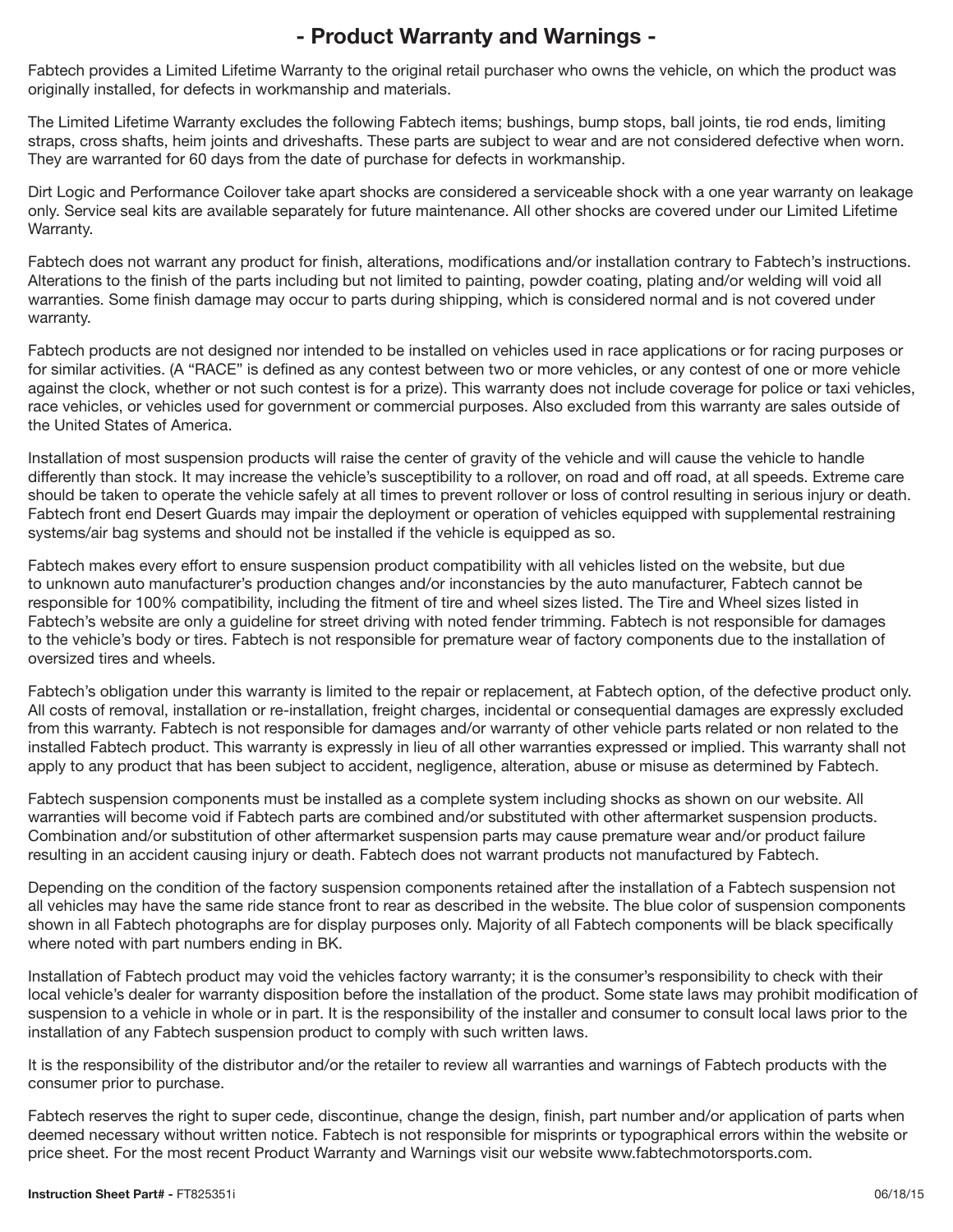# - Product Warranty and Warnings -

Fabtech provides a Limited Lifetime Warranty to the original retail purchaser who owns the vehicle, on which the product was originally installed, for defects in workmanship and materials.

The Limited Lifetime Warranty excludes the following Fabtech items; bushings, bump stops, ball joints, tie rod ends, limiting straps, cross shafts, heim joints and driveshafts. These parts are subject to wear and are not considered defective when worn. They are warranted for 60 days from the date of purchase for defects in workmanship.

Dirt Logic and Performance Coilover take apart shocks are considered a serviceable shock with a one year warranty on leakage only. Service seal kits are available separately for future maintenance. All other shocks are covered under our Limited Lifetime Warranty.

Fabtech does not warrant any product for finish, alterations, modifications and/or installation contrary to Fabtech's instructions. Alterations to the finish of the parts including but not limited to painting, powder coating, plating and/or welding will void all warranties. Some finish damage may occur to parts during shipping, which is considered normal and is not covered under warranty.

Fabtech products are not designed nor intended to be installed on vehicles used in race applications or for racing purposes or for similar activities. (A "RACE" is defined as any contest between two or more vehicles, or any contest of one or more vehicle against the clock, whether or not such contest is for a prize). This warranty does not include coverage for police or taxi vehicles, race vehicles, or vehicles used for government or commercial purposes. Also excluded from this warranty are sales outside of the United States of America.

Installation of most suspension products will raise the center of gravity of the vehicle and will cause the vehicle to handle differently than stock. It may increase the vehicle's susceptibility to a rollover, on road and off road, at all speeds. Extreme care should be taken to operate the vehicle safely at all times to prevent rollover or loss of control resulting in serious injury or death. Fabtech front end Desert Guards may impair the deployment or operation of vehicles equipped with supplemental restraining systems/air bag systems and should not be installed if the vehicle is equipped as so.

Fabtech makes every effort to ensure suspension product compatibility with all vehicles listed on the website, but due to unknown auto manufacturer's production changes and/or inconstancies by the auto manufacturer, Fabtech cannot be responsible for 100% compatibility, including the fitment of tire and wheel sizes listed. The Tire and Wheel sizes listed in Fabtech's website are only a guideline for street driving with noted fender trimming. Fabtech is not responsible for damages to the vehicle's body or tires. Fabtech is not responsible for premature wear of factory components due to the installation of oversized tires and wheels.

Fabtech's obligation under this warranty is limited to the repair or replacement, at Fabtech option, of the defective product only. All costs of removal, installation or re-installation, freight charges, incidental or consequential damages are expressly excluded from this warranty. Fabtech is not responsible for damages and/or warranty of other vehicle parts related or non related to the installed Fabtech product. This warranty is expressly in lieu of all other warranties expressed or implied. This warranty shall not apply to any product that has been subject to accident, negligence, alteration, abuse or misuse as determined by Fabtech.

Fabtech suspension components must be installed as a complete system including shocks as shown on our website. All warranties will become void if Fabtech parts are combined and/or substituted with other aftermarket suspension products. Combination and/or substitution of other aftermarket suspension parts may cause premature wear and/or product failure resulting in an accident causing injury or death. Fabtech does not warrant products not manufactured by Fabtech.

Depending on the condition of the factory suspension components retained after the installation of a Fabtech suspension not all vehicles may have the same ride stance front to rear as described in the website. The blue color of suspension components shown in all Fabtech photographs are for display purposes only. Majority of all Fabtech components will be black specifically where noted with part numbers ending in BK.

Installation of Fabtech product may void the vehicles factory warranty; it is the consumer's responsibility to check with their local vehicle's dealer for warranty disposition before the installation of the product. Some state laws may prohibit modification of suspension to a vehicle in whole or in part. It is the responsibility of the installer and consumer to consult local laws prior to the installation of any Fabtech suspension product to comply with such written laws.

It is the responsibility of the distributor and/or the retailer to review all warranties and warnings of Fabtech products with the consumer prior to purchase.

Fabtech reserves the right to super cede, discontinue, change the design, finish, part number and/or application of parts when deemed necessary without written notice. Fabtech is not responsible for misprints or typographical errors within the website or price sheet. For the most recent Product Warranty and Warnings visit our website www.fabtechmotorsports.com.

**Instruction Sheet Part# -** FT825351i 06/18/15